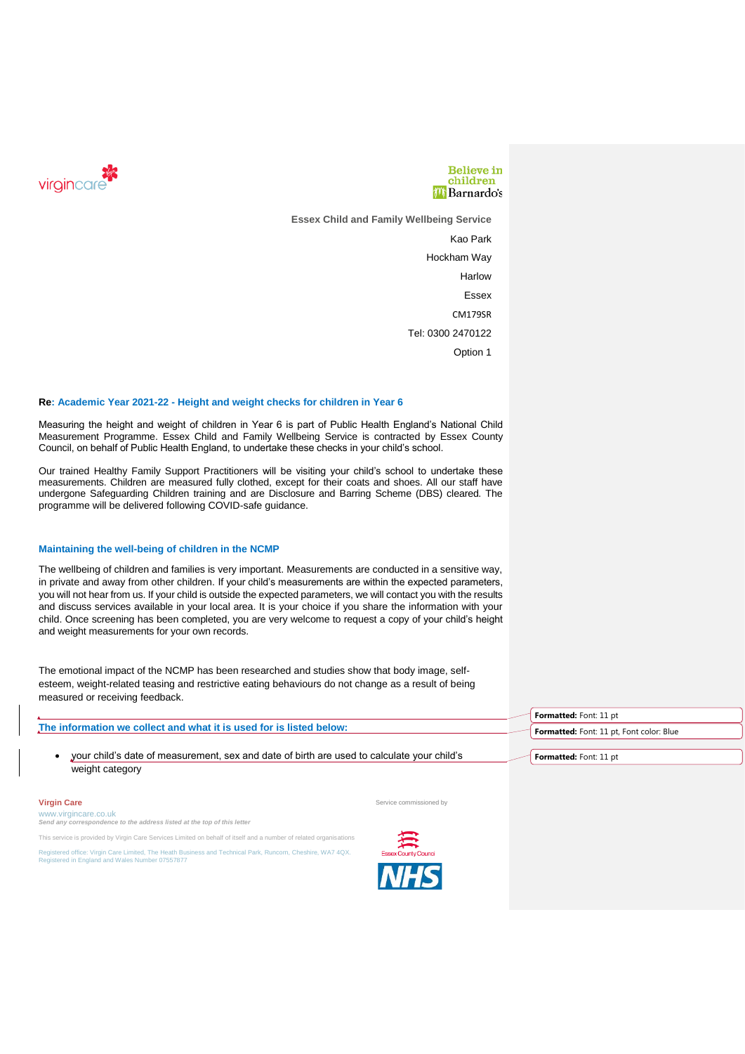**Essex Child and Family Wellbeing Service**

Kao Park

Hockham Way

Harlow

Essex

CM179SR

Tel: 0300 2470122

Option 1

**Re: Academic Year 2021-22 - Height and weight checks for children in Year 6**

Measuring the height and weight of children in Year 6 is part of Public Health England's National Child Measurement Programme. Essex Child and Family Wellbeing Service is contracted by Essex County Council, on behalf of Public Health England, to undertake these checks in your child's school.

Our trained Healthy Family Support Practitioners will be visiting your child's school to undertake these measurements. Children are measured fully clothed, except for their coats and shoes. All our staff have undergone Safeguarding Children training and are Disclosure and Barring Scheme (DBS) cleared. The programme will be delivered following COVID-safe guidance.

### Maintaining the well-being of children in the NCMP

The wellbeing of children and families is very important. Measurements are conducted in a sensitive way, in private and away from other children. If your child's measurements are within the expected parameters, you will not hear from us. If your child is outside the expected parameters, we will contact you with the results and discuss services available in your local area. It is your choice if you share the information with your child. Once screening has been completed, you are very welcome to request a copy of your child's height and weight measurements for your own records.

The emotional impact of the NCMP has been researched and studies show that body image, self-esteem, weight-related teasing and restrictive eating behaviours do not change as a result of being measured or receiving feedback.

### The information we collect and what it is used for is listed below:

- your child's date of measurement, sex and date of birth are used to calculate your child's weight category

**Virgin Care**
www.virgincare.co.uk
*Send any correspondence to the address listed at the top of this letter*

This service is provided by Virgin Care Services Limited on behalf of itself and a number of related organisations

Registered office: Virgin Care Limited, The Heath Business and Technical Park, Runcorn, Cheshire, WA7 4QX. Registered in England and Wales Number 07557877

Service commissioned by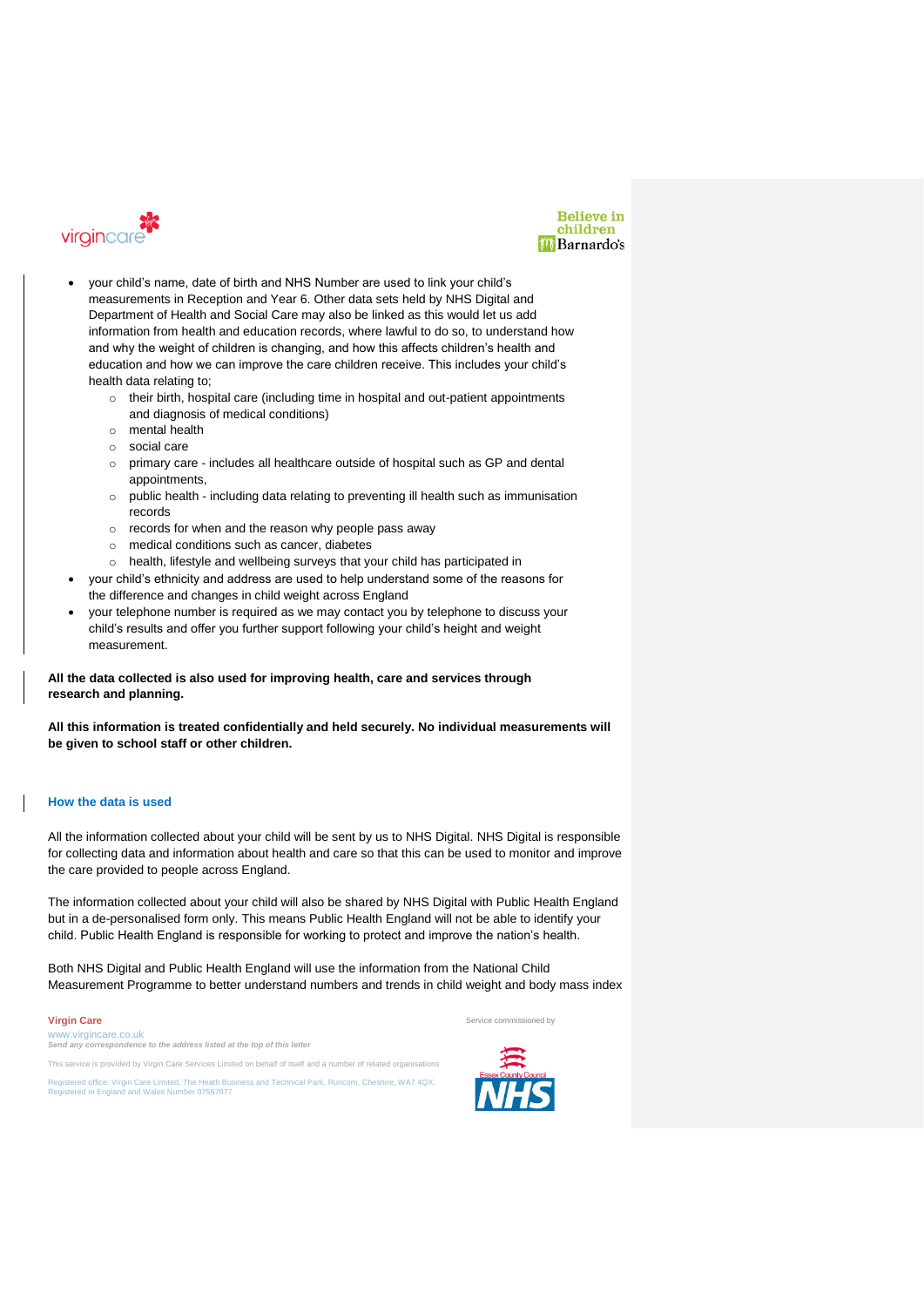- your child's name, date of birth and NHS Number are used to link your child's measurements in Reception and Year 6. Other data sets held by NHS Digital and Department of Health and Social Care may also be linked as this would let us add information from health and education records, where lawful to do so, to understand how and why the weight of children is changing, and how this affects children's health and education and how we can improve the care children receive. This includes your child's health data relating to;
    - their birth, hospital care (including time in hospital and out-patient appointments and diagnosis of medical conditions)
    - mental health
    - social care
    - primary care - includes all healthcare outside of hospital such as GP and dental appointments,
    - public health - including data relating to preventing ill health such as immunisation records
    - records for when and the reason why people pass away
    - medical conditions such as cancer, diabetes
    - health, lifestyle and wellbeing surveys that your child has participated in
- your child's ethnicity and address are used to help understand some of the reasons for the difference and changes in child weight across England
- your telephone number is required as we may contact you by telephone to discuss your child's results and offer you further support following your child's height and weight measurement.

**All the data collected is also used for improving health, care and services through research and planning.**

**All this information is treated confidentially and held securely. No individual measurements will be given to school staff or other children.**

## How the data is used

All the information collected about your child will be sent by us to NHS Digital. NHS Digital is responsible for collecting data and information about health and care so that this can be used to monitor and improve the care provided to people across England.

The information collected about your child will also be shared by NHS Digital with Public Health England but in a de-personalised form only. This means Public Health England will not be able to identify your child. Public Health England is responsible for working to protect and improve the nation's health.

Both NHS Digital and Public Health England will use the information from the National Child Measurement Programme to better understand numbers and trends in child weight and body mass index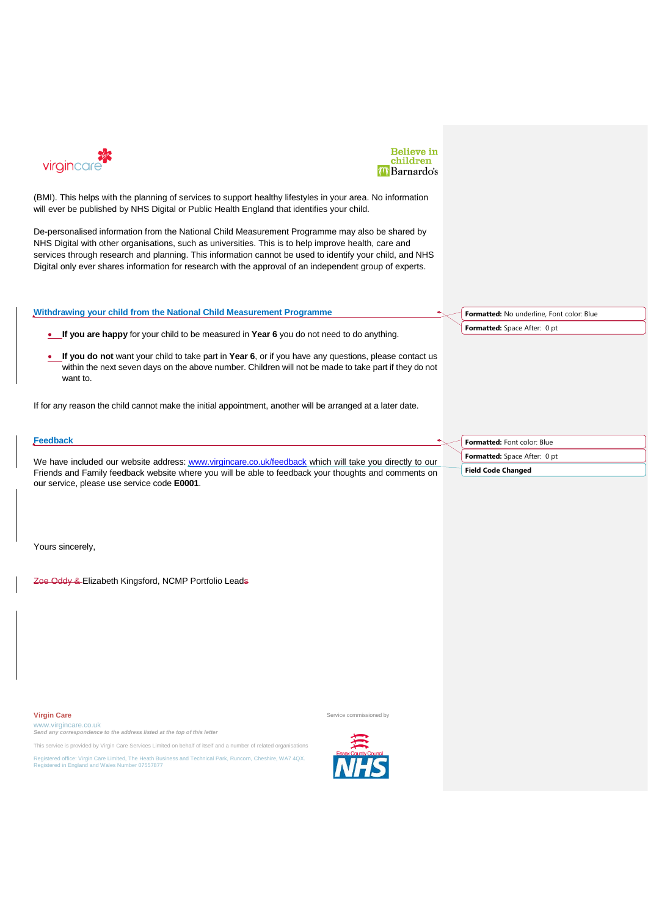(BMI). This helps with the planning of services to support healthy lifestyles in your area. No information will ever be published by NHS Digital or Public Health England that identifies your child.

De-personalised information from the National Child Measurement Programme may also be shared by NHS Digital with other organisations, such as universities. This is to help improve health, care and services through research and planning. This information cannot be used to identify your child, and NHS Digital only ever shares information for research with the approval of an independent group of experts.

## Withdrawing your child from the National Child Measurement Programme

- **If you are happy** for your child to be measured in **Year 6** you do not need to do anything.
- **If you do not** want your child to take part in **Year 6**, or if you have any questions, please contact us within the next seven days on the above number. Children will not be made to take part if they do not want to.

If for any reason the child cannot make the initial appointment, another will be arranged at a later date.

## Feedback

We have included our website address: www.virgincare.co.uk/feedback which will take you directly to our Friends and Family feedback website where you will be able to feedback your thoughts and comments on our service, please use service code **E0001**.

Yours sincerely,

~~Zoe Oddy &~~ Elizabeth Kingsford, NCMP Portfolio Lead~~s~~

**Virgin Care**
www.virgincare.co.uk
*Send any correspondence to the address listed at the top of this letter*

This service is provided by Virgin Care Services Limited on behalf of itself and a number of related organisations

Registered office: Virgin Care Limited, The Heath Business and Technical Park, Runcorn, Cheshire, WA7 4QX. Registered in England and Wales Number 07557877

Service commissioned by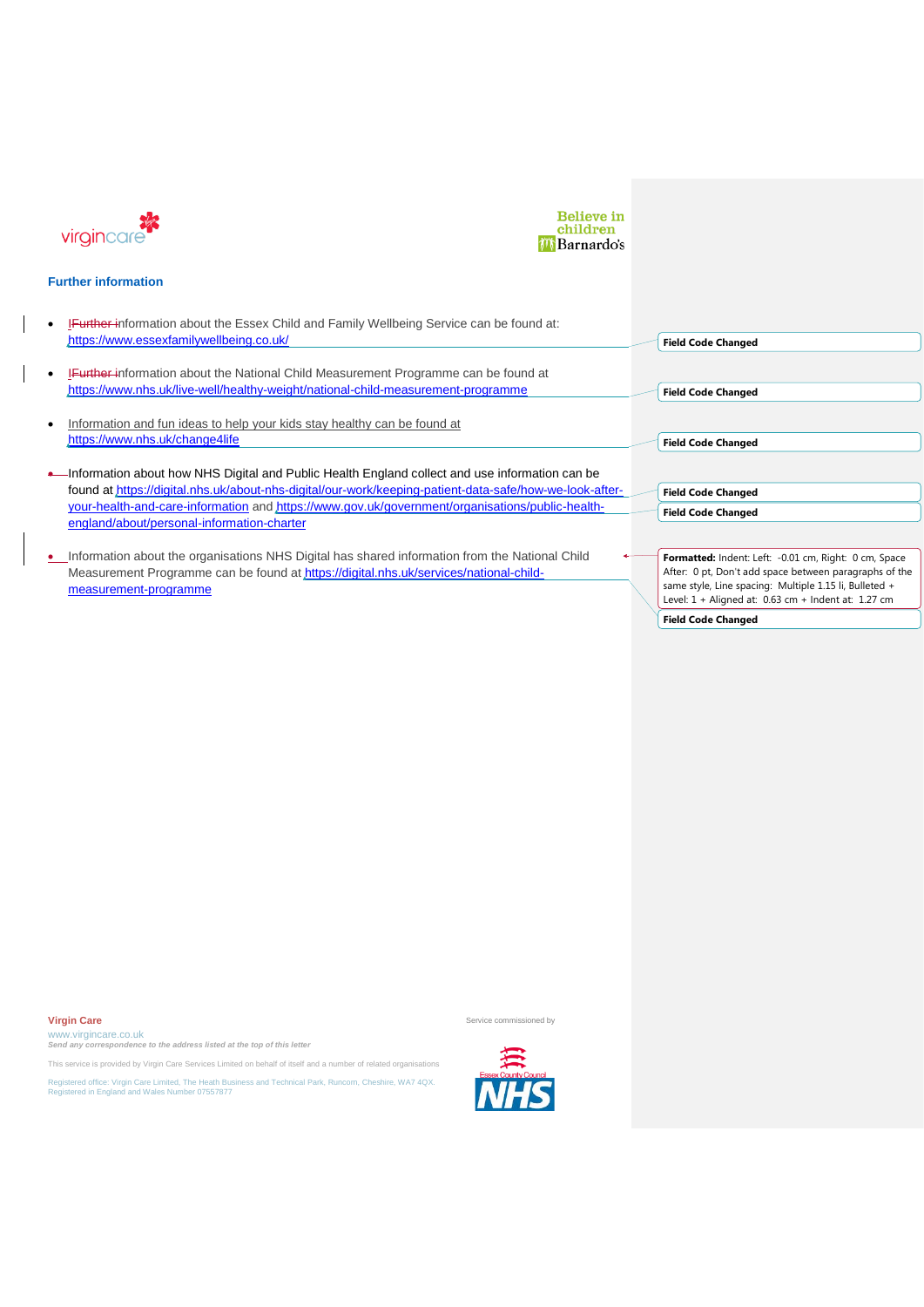## Further information

- Information about the Essex Child and Family Wellbeing Service can be found at: https://www.essexfamilywellbeing.co.uk/
- Information about the National Child Measurement Programme can be found at https://www.nhs.uk/live-well/healthy-weight/national-child-measurement-programme
- Information and fun ideas to help your kids stay healthy can be found at https://www.nhs.uk/change4life
- Information about how NHS Digital and Public Health England collect and use information can be found at https://digital.nhs.uk/about-nhs-digital/our-work/keeping-patient-data-safe/how-we-look-after-your-health-and-care-information and https://www.gov.uk/government/organisations/public-health-england/about/personal-information-charter
- Information about the organisations NHS Digital has shared information from the National Child Measurement Programme can be found at https://digital.nhs.uk/services/national-child-measurement-programme

**Virgin Care**

www.virgincare.co.uk

***Send any correspondence to the address listed at the top of this letter***

This service is provided by Virgin Care Services Limited on behalf of itself and a number of related organisations

Registered office: Virgin Care Limited, The Heath Business and Technical Park, Runcorn, Cheshire, WA7 4QX.
Registered in England and Wales Number 07557877

Service commissioned by